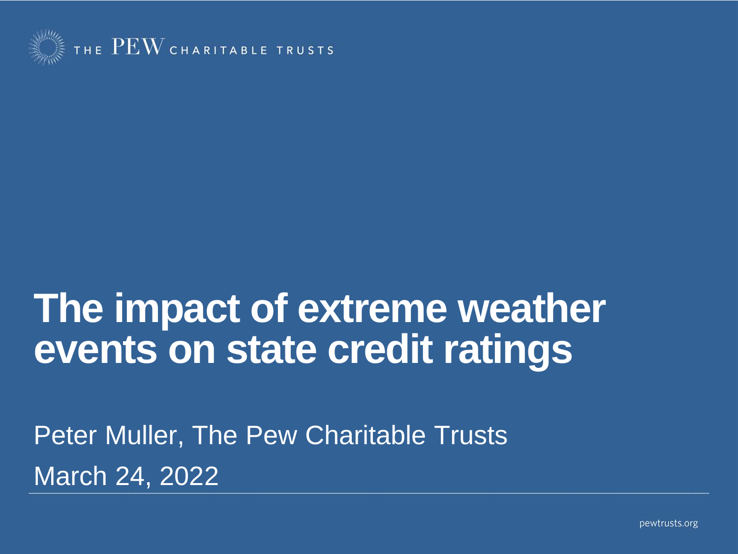THE PEW CHARITABLE TRUSTS

# The impact of extreme weather events on state credit ratings

Peter Muller, The Pew Charitable Trusts

March 24, 2022

pewtrusts.org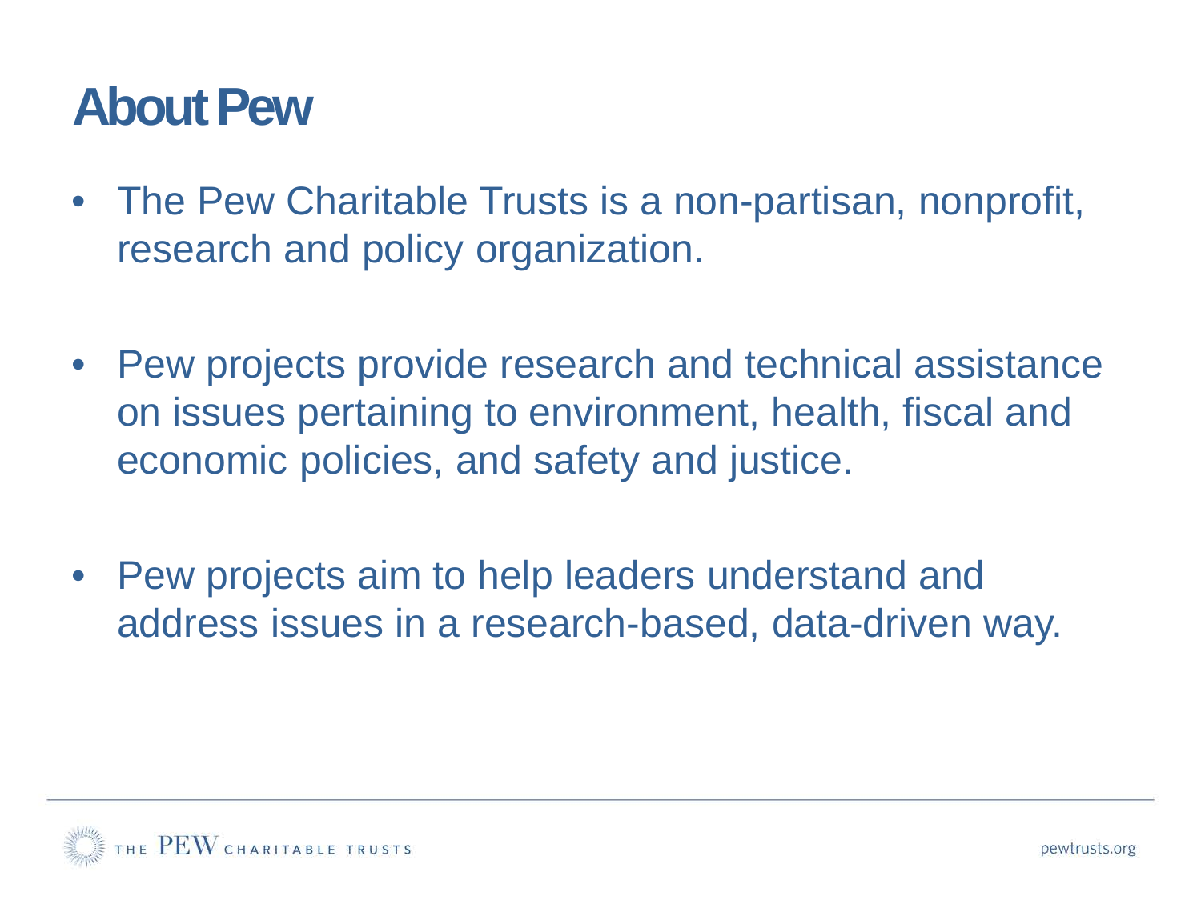# About Pew

- The Pew Charitable Trusts is a non-partisan, nonprofit, research and policy organization.

- Pew projects provide research and technical assistance on issues pertaining to environment, health, fiscal and economic policies, and safety and justice.

- Pew projects aim to help leaders understand and address issues in a research-based, data-driven way.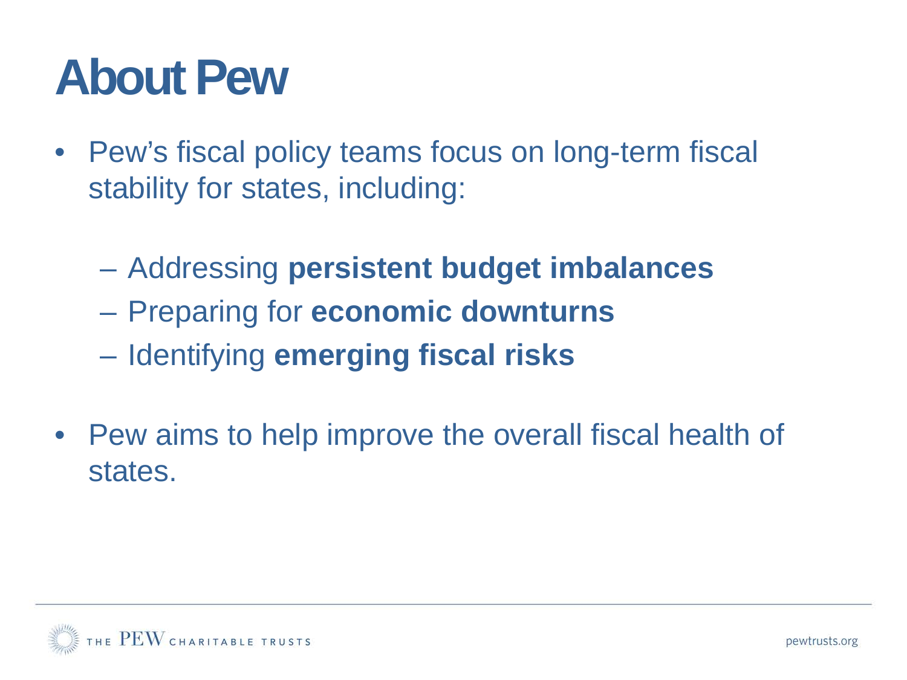# About Pew

- Pew's fiscal policy teams focus on long-term fiscal stability for states, including:
  - Addressing **persistent budget imbalances**
  - Preparing for **economic downturns**
  - Identifying **emerging fiscal risks**
- Pew aims to help improve the overall fiscal health of states.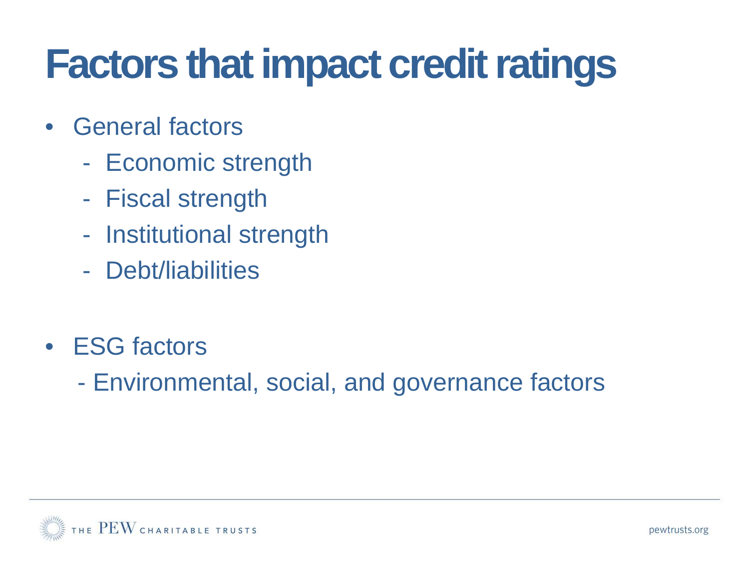# Factors that impact credit ratings

- General factors
  - Economic strength
  - Fiscal strength
  - Institutional strength
  - Debt/liabilities

- ESG factors
  - Environmental, social, and governance factors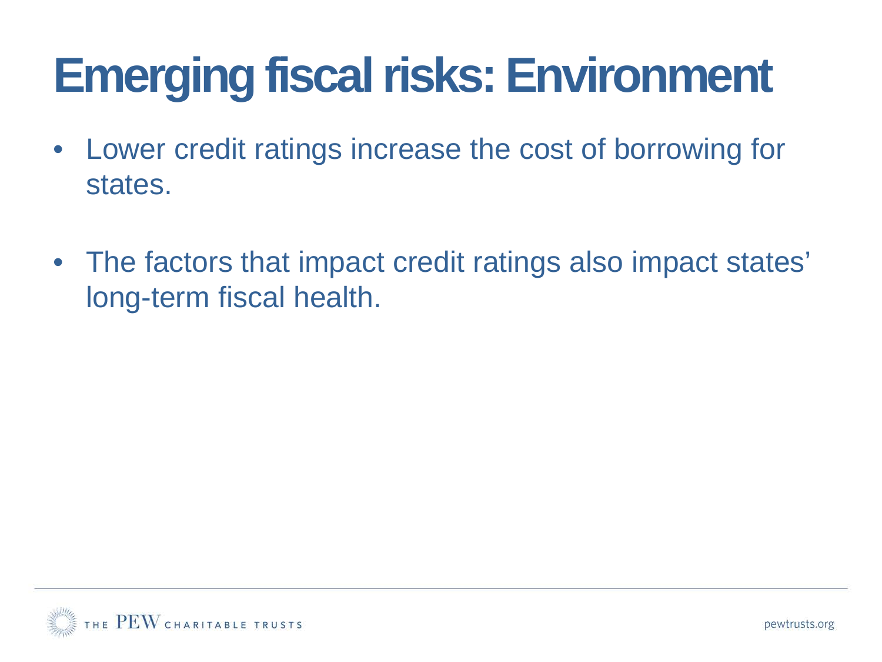# Emerging fiscal risks: Environment

- Lower credit ratings increase the cost of borrowing for states.
- The factors that impact credit ratings also impact states' long-term fiscal health.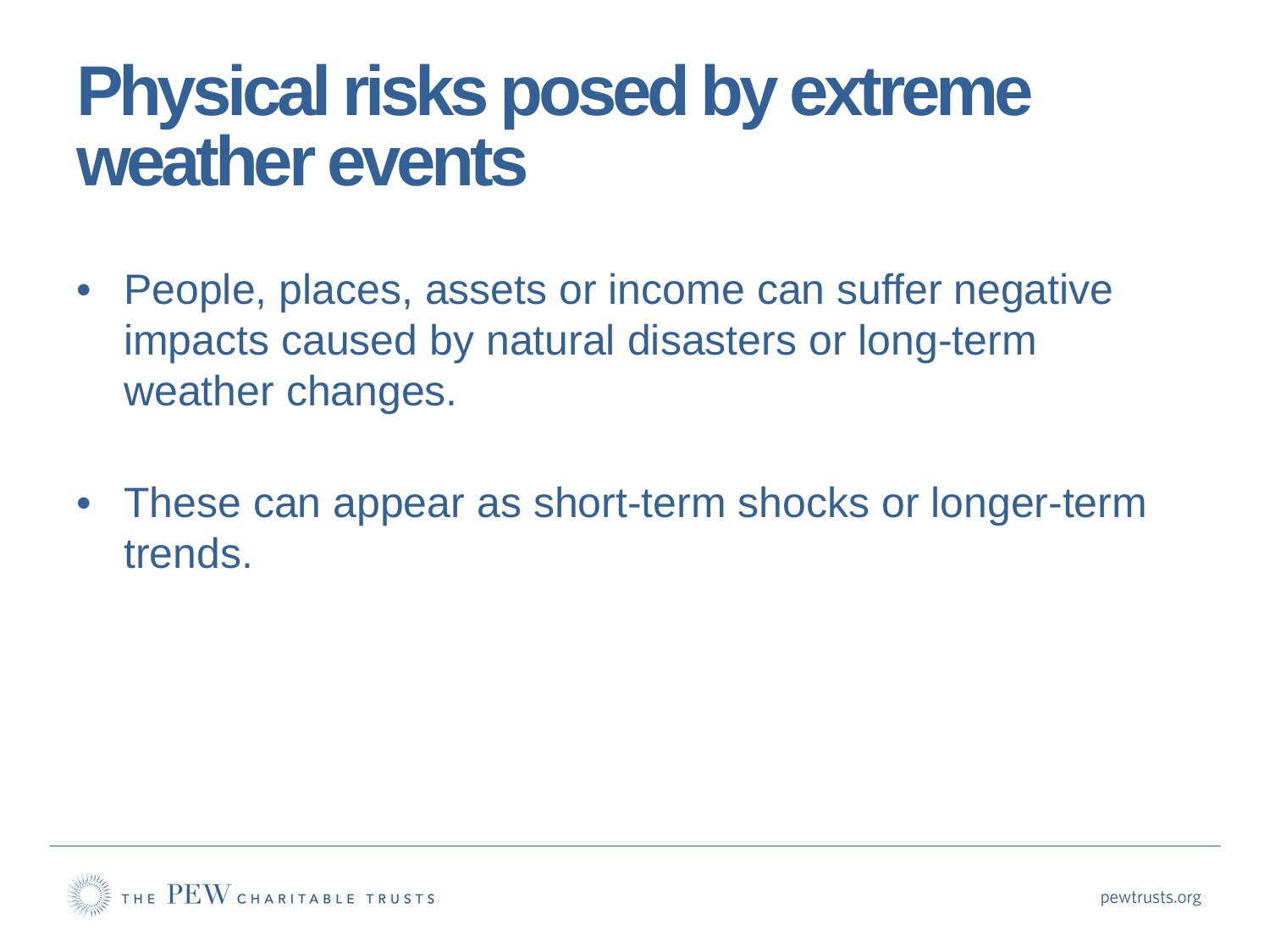# Physical risks posed by extreme weather events

- People, places, assets or income can suffer negative impacts caused by natural disasters or long-term weather changes.

- These can appear as short-term shocks or longer-term trends.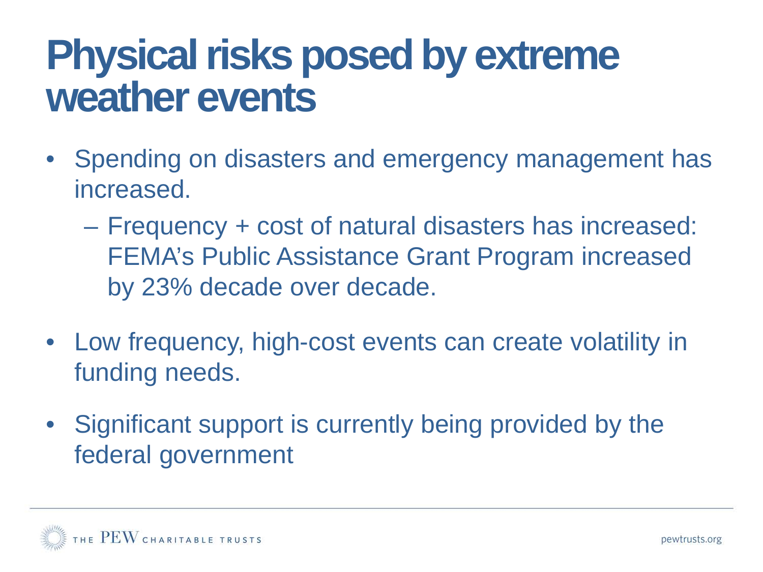# Physical risks posed by extreme weather events

- Spending on disasters and emergency management has increased.
  - Frequency + cost of natural disasters has increased: FEMA's Public Assistance Grant Program increased by 23% decade over decade.
- Low frequency, high-cost events can create volatility in funding needs.
- Significant support is currently being provided by the federal government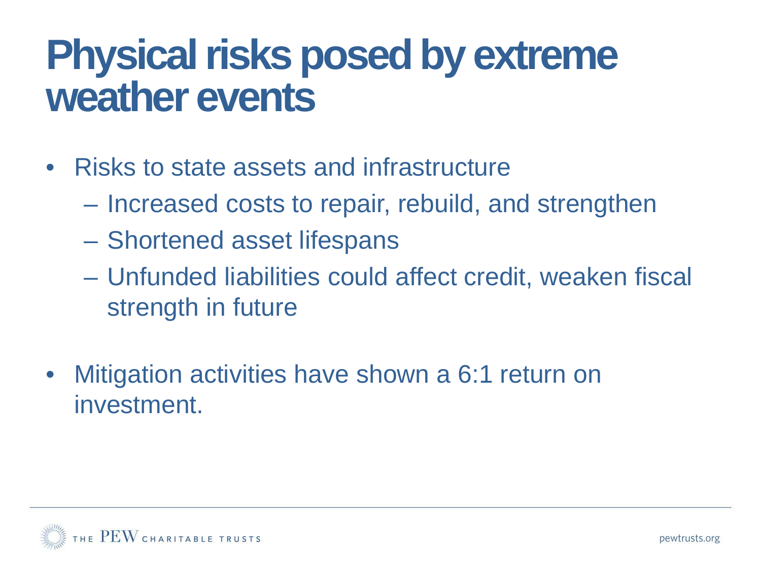# Physical risks posed by extreme weather events

- Risks to state assets and infrastructure
  - Increased costs to repair, rebuild, and strengthen
  - Shortened asset lifespans
  - Unfunded liabilities could affect credit, weaken fiscal strength in future
- Mitigation activities have shown a 6:1 return on investment.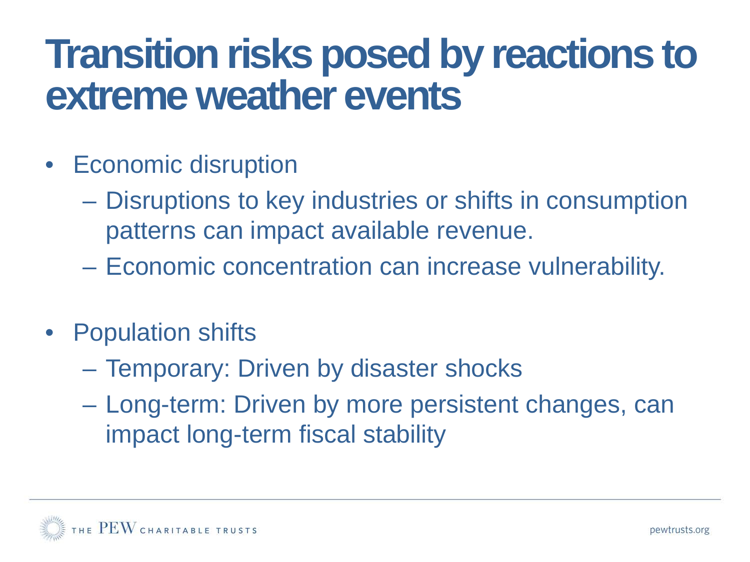# Transition risks posed by reactions to extreme weather events

- Economic disruption
  - Disruptions to key industries or shifts in consumption patterns can impact available revenue.
  - Economic concentration can increase vulnerability.

- Population shifts
  - Temporary: Driven by disaster shocks
  - Long-term: Driven by more persistent changes, can impact long-term fiscal stability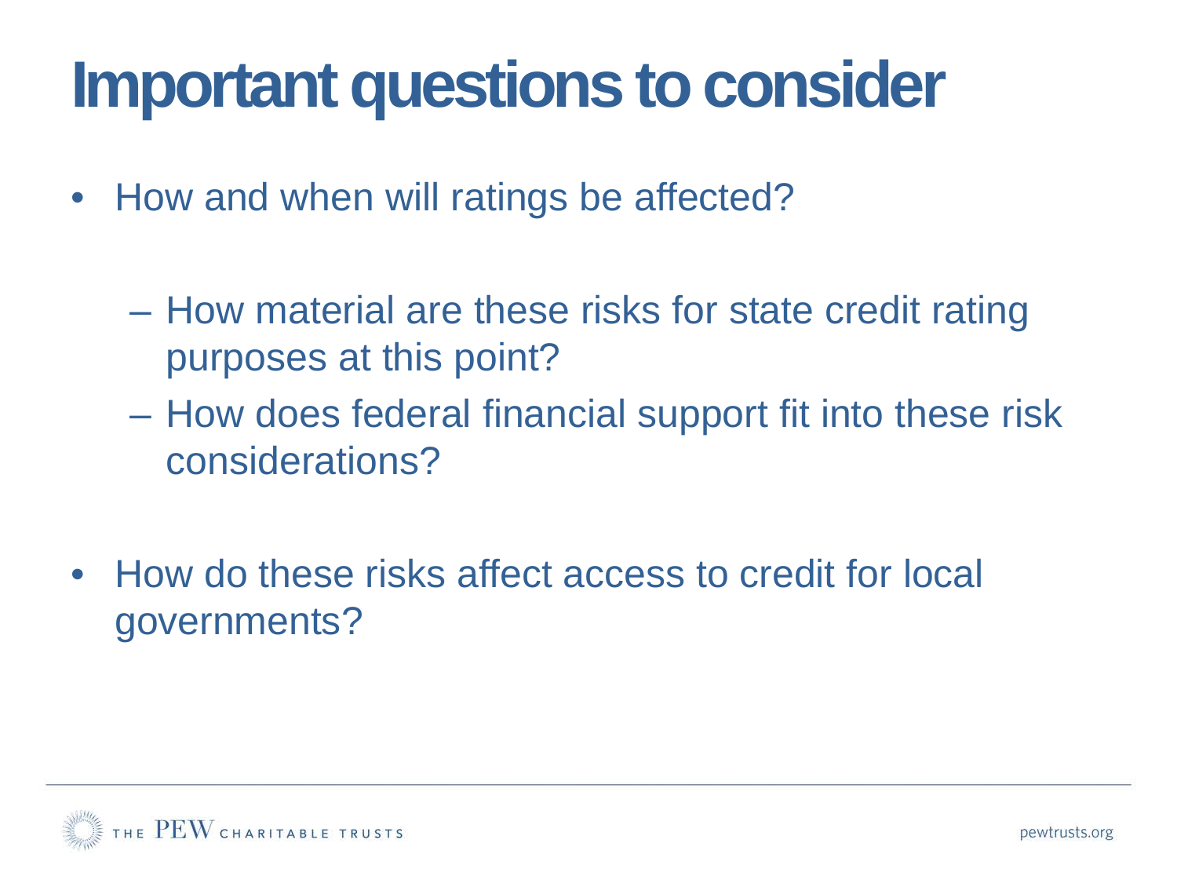# Important questions to consider

- How and when will ratings be affected?
  - How material are these risks for state credit rating purposes at this point?
  - How does federal financial support fit into these risk considerations?
- How do these risks affect access to credit for local governments?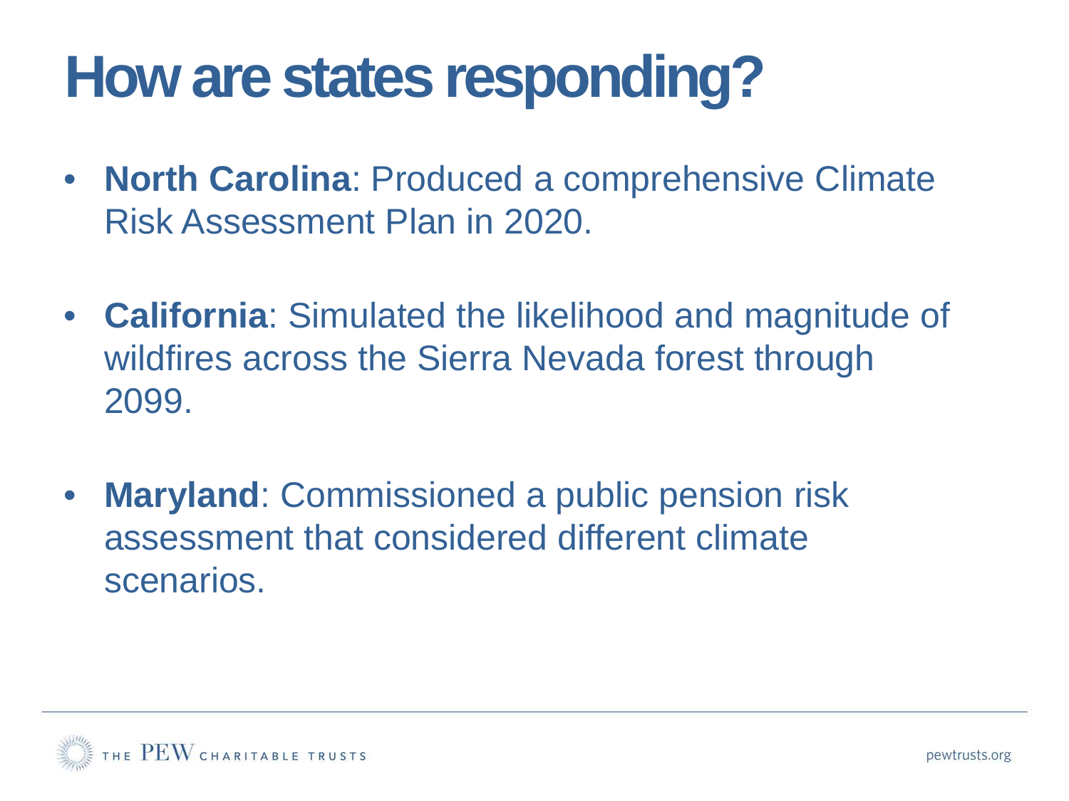# How are states responding?

- **North Carolina**: Produced a comprehensive Climate Risk Assessment Plan in 2020.
- **California**: Simulated the likelihood and magnitude of wildfires across the Sierra Nevada forest through 2099.
- **Maryland**: Commissioned a public pension risk assessment that considered different climate scenarios.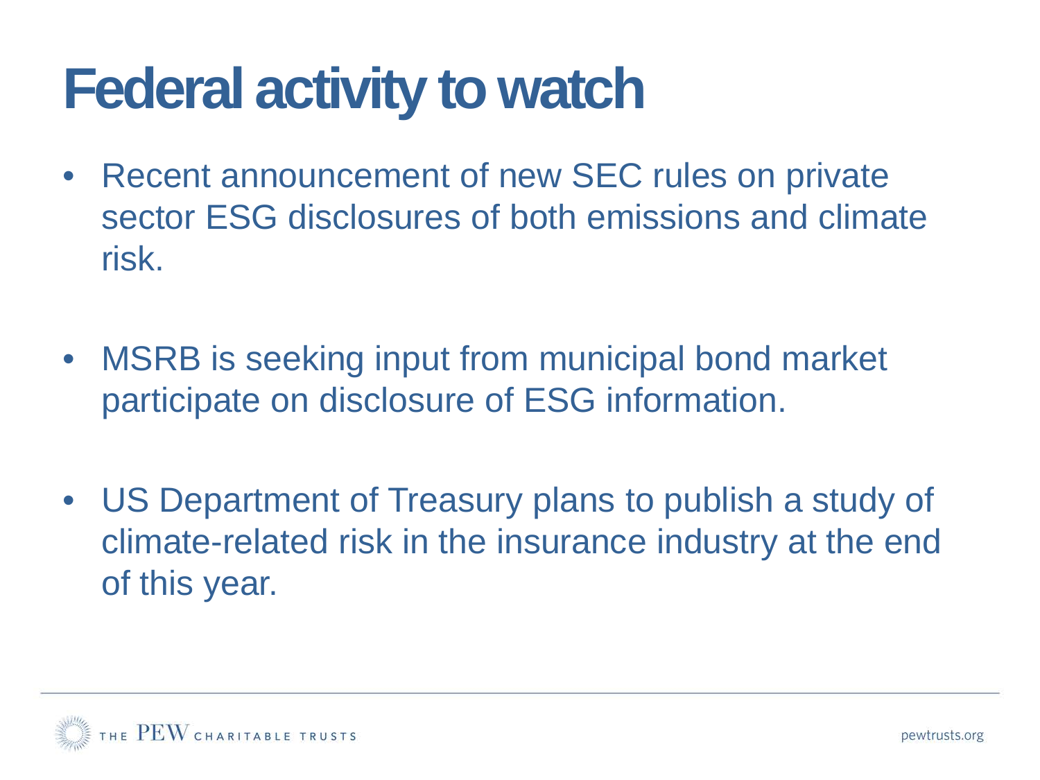# Federal activity to watch

- Recent announcement of new SEC rules on private sector ESG disclosures of both emissions and climate risk.

- MSRB is seeking input from municipal bond market participate on disclosure of ESG information.

- US Department of Treasury plans to publish a study of climate-related risk in the insurance industry at the end of this year.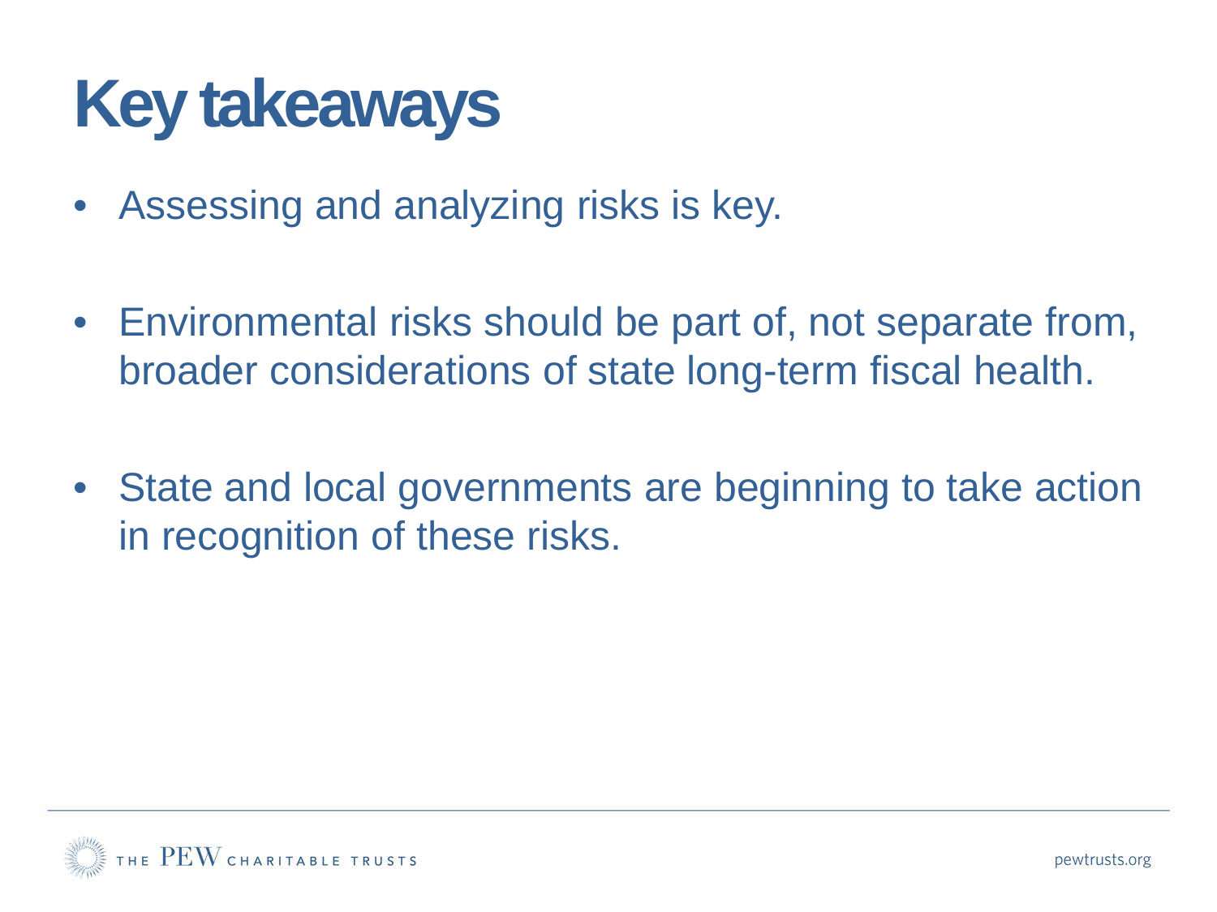# Key takeaways

- Assessing and analyzing risks is key.
- Environmental risks should be part of, not separate from, broader considerations of state long-term fiscal health.
- State and local governments are beginning to take action in recognition of these risks.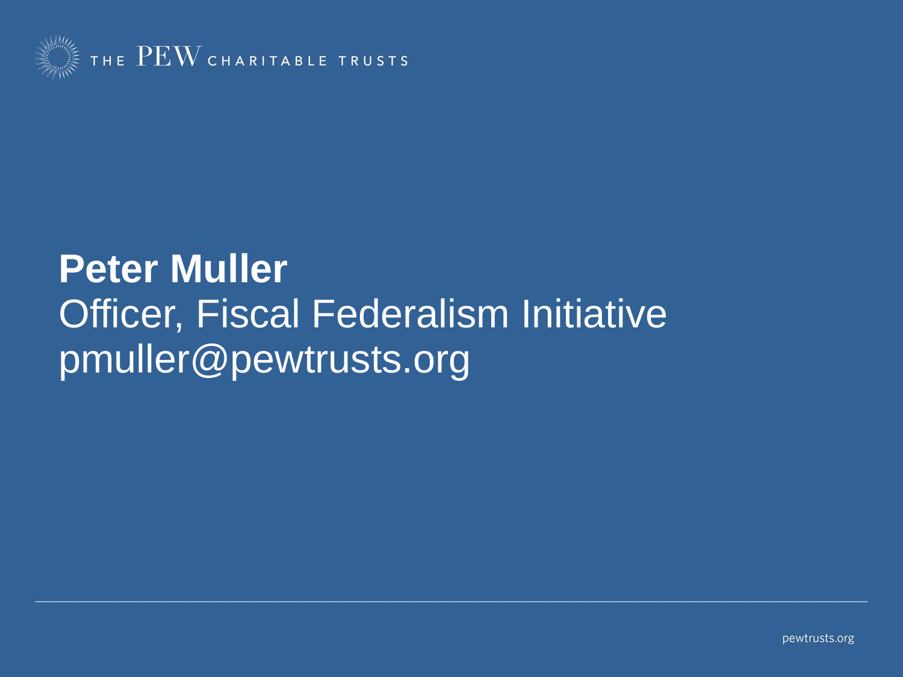THE PEW CHARITABLE TRUSTS

**Peter Muller**
Officer, Fiscal Federalism Initiative
pmuller@pewtrusts.org

pewtrusts.org